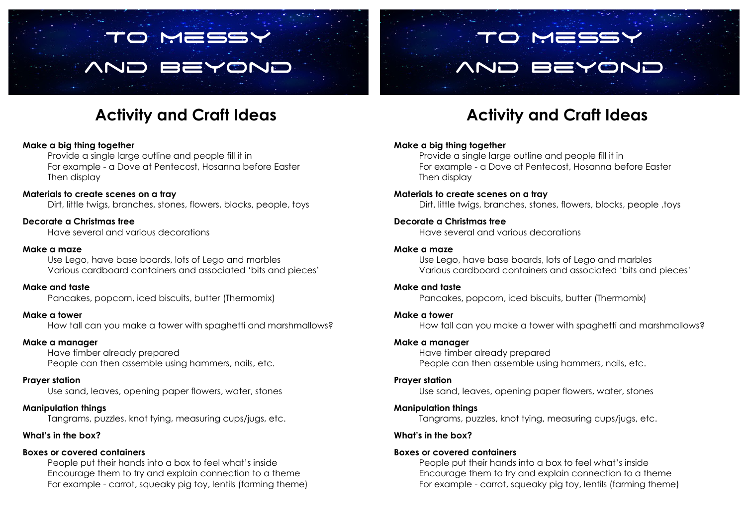# TO MESSY AND BEYOND

## Activity and Craft Ideas

**Make a big thing together**

Provide a single large outline and people fill it in
For example - a Dove at Pentecost, Hosanna before Easter
Then display

**Materials to create scenes on a tray**

Dirt, little twigs, branches, stones, flowers, blocks, people, toys

**Decorate a Christmas tree**

Have several and various decorations

**Make a maze**

Use Lego, have base boards, lots of Lego and marbles
Various cardboard containers and associated 'bits and pieces'

**Make and taste**

Pancakes, popcorn, iced biscuits, butter (Thermomix)

**Make a tower**

How tall can you make a tower with spaghetti and marshmallows?

**Make a manager**

Have timber already prepared
People can then assemble using hammers, nails, etc.

**Prayer station**

Use sand, leaves, opening paper flowers, water, stones

**Manipulation things**

Tangrams, puzzles, knot tying, measuring cups/jugs, etc.

**What's in the box?**

**Boxes or covered containers**

People put their hands into a box to feel what's inside
Encourage them to try and explain connection to a theme
For example - carrot, squeaky pig toy, lentils (farming theme)

# TO MESSY AND BEYOND

## Activity and Craft Ideas

**Make a big thing together**

Provide a single large outline and people fill it in
For example - a Dove at Pentecost, Hosanna before Easter
Then display

**Materials to create scenes on a tray**

Dirt, little twigs, branches, stones, flowers, blocks, people ,toys

**Decorate a Christmas tree**

Have several and various decorations

**Make a maze**

Use Lego, have base boards, lots of Lego and marbles
Various cardboard containers and associated 'bits and pieces'

**Make and taste**

Pancakes, popcorn, iced biscuits, butter (Thermomix)

**Make a tower**

How tall can you make a tower with spaghetti and marshmallows?

**Make a manager**

Have timber already prepared
People can then assemble using hammers, nails, etc.

**Prayer station**

Use sand, leaves, opening paper flowers, water, stones

**Manipulation things**

Tangrams, puzzles, knot tying, measuring cups/jugs, etc.

**What's in the box?**

**Boxes or covered containers**

People put their hands into a box to feel what's inside
Encourage them to try and explain connection to a theme
For example - carrot, squeaky pig toy, lentils (farming theme)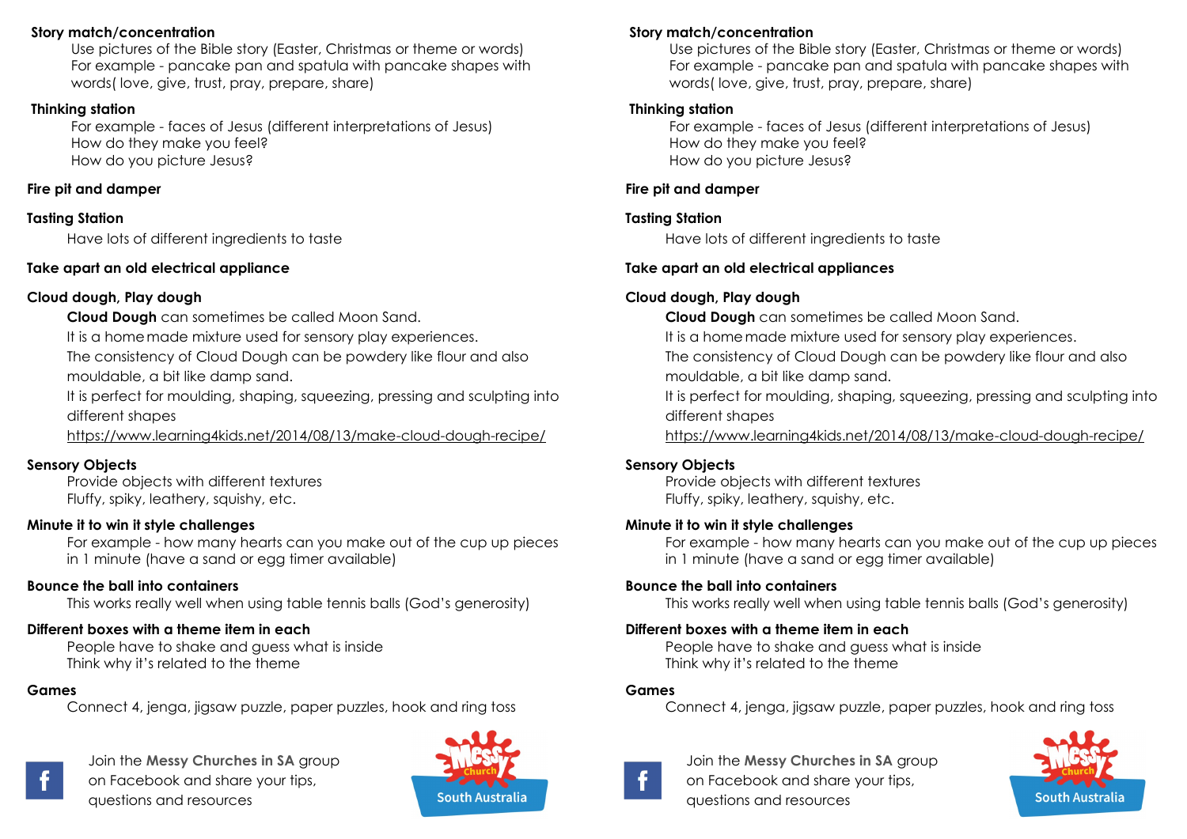**Story match/concentration**

Use pictures of the Bible story (Easter, Christmas or theme or words)
For example - pancake pan and spatula with pancake shapes with words( love, give, trust, pray, prepare, share)

**Thinking station**

For example - faces of Jesus (different interpretations of Jesus)
How do they make you feel?
How do you picture Jesus?

**Fire pit and damper**

**Tasting Station**

Have lots of different ingredients to taste

**Take apart an old electrical appliance**

**Cloud dough, Play dough**

**Cloud Dough** can sometimes be called Moon Sand.
It is a home made mixture used for sensory play experiences.
The consistency of Cloud Dough can be powdery like flour and also mouldable, a bit like damp sand.
It is perfect for moulding, shaping, squeezing, pressing and sculpting into different shapes
https://www.learning4kids.net/2014/08/13/make-cloud-dough-recipe/

**Sensory Objects**

Provide objects with different textures
Fluffy, spiky, leathery, squishy, etc.

**Minute it to win it style challenges**

For example - how many hearts can you make out of the cup up pieces in 1 minute (have a sand or egg timer available)

**Bounce the ball into containers**

This works really well when using table tennis balls (God's generosity)

**Different boxes with a theme item in each**

People have to shake and guess what is inside
Think why it's related to the theme

**Games**

Connect 4, jenga, jigsaw puzzle, paper puzzles, hook and ring toss

Join the **Messy Churches in SA** group on Facebook and share your tips, questions and resources

Messy Church South Australia

**Story match/concentration**

Use pictures of the Bible story (Easter, Christmas or theme or words)
For example - pancake pan and spatula with pancake shapes with words( love, give, trust, pray, prepare, share)

**Thinking station**

For example - faces of Jesus (different interpretations of Jesus)
How do they make you feel?
How do you picture Jesus?

**Fire pit and damper**

**Tasting Station**

Have lots of different ingredients to taste

**Take apart an old electrical appliances**

**Cloud dough, Play dough**

**Cloud Dough** can sometimes be called Moon Sand.
It is a home made mixture used for sensory play experiences.
The consistency of Cloud Dough can be powdery like flour and also mouldable, a bit like damp sand.
It is perfect for moulding, shaping, squeezing, pressing and sculpting into different shapes
https://www.learning4kids.net/2014/08/13/make-cloud-dough-recipe/

**Sensory Objects**

Provide objects with different textures
Fluffy, spiky, leathery, squishy, etc.

**Minute it to win it style challenges**

For example - how many hearts can you make out of the cup up pieces in 1 minute (have a sand or egg timer available)

**Bounce the ball into containers**

This works really well when using table tennis balls (God's generosity)

**Different boxes with a theme item in each**

People have to shake and guess what is inside
Think why it's related to the theme

**Games**

Connect 4, jenga, jigsaw puzzle, paper puzzles, hook and ring toss

Join the **Messy Churches in SA** group on Facebook and share your tips, questions and resources

Messy Church South Australia